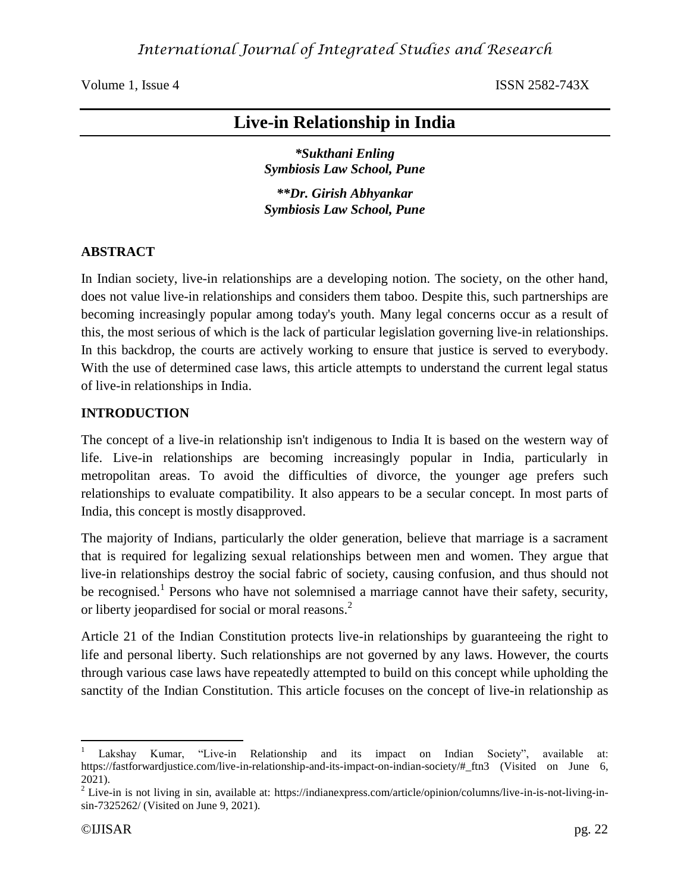# Live-in Relationship in India

***Sukthani Enling**
***Symbiosis Law School, Pune***

****Dr. Girish Abhyankar**
***Symbiosis Law School, Pune***

## ABSTRACT

In Indian society, live-in relationships are a developing notion. The society, on the other hand, does not value live-in relationships and considers them taboo. Despite this, such partnerships are becoming increasingly popular among today's youth. Many legal concerns occur as a result of this, the most serious of which is the lack of particular legislation governing live-in relationships. In this backdrop, the courts are actively working to ensure that justice is served to everybody. With the use of determined case laws, this article attempts to understand the current legal status of live-in relationships in India.

## INTRODUCTION

The concept of a live-in relationship isn't indigenous to India It is based on the western way of life. Live-in relationships are becoming increasingly popular in India, particularly in metropolitan areas. To avoid the difficulties of divorce, the younger age prefers such relationships to evaluate compatibility. It also appears to be a secular concept. In most parts of India, this concept is mostly disapproved.

The majority of Indians, particularly the older generation, believe that marriage is a sacrament that is required for legalizing sexual relationships between men and women. They argue that live-in relationships destroy the social fabric of society, causing confusion, and thus should not be recognised.[1] Persons who have not solemnised a marriage cannot have their safety, security, or liberty jeopardised for social or moral reasons.[2]

Article 21 of the Indian Constitution protects live-in relationships by guaranteeing the right to life and personal liberty. Such relationships are not governed by any laws. However, the courts through various case laws have repeatedly attempted to build on this concept while upholding the sanctity of the Indian Constitution. This article focuses on the concept of live-in relationship as

---

[1] Lakshay Kumar, "Live-in Relationship and its impact on Indian Society", available at: https://fastforwardjustice.com/live-in-relationship-and-its-impact-on-indian-society/#_ftn3 (Visited on June 6, 2021).

[2] Live-in is not living in sin, available at: https://indianexpress.com/article/opinion/columns/live-in-is-not-living-in-sin-7325262/ (Visited on June 9, 2021).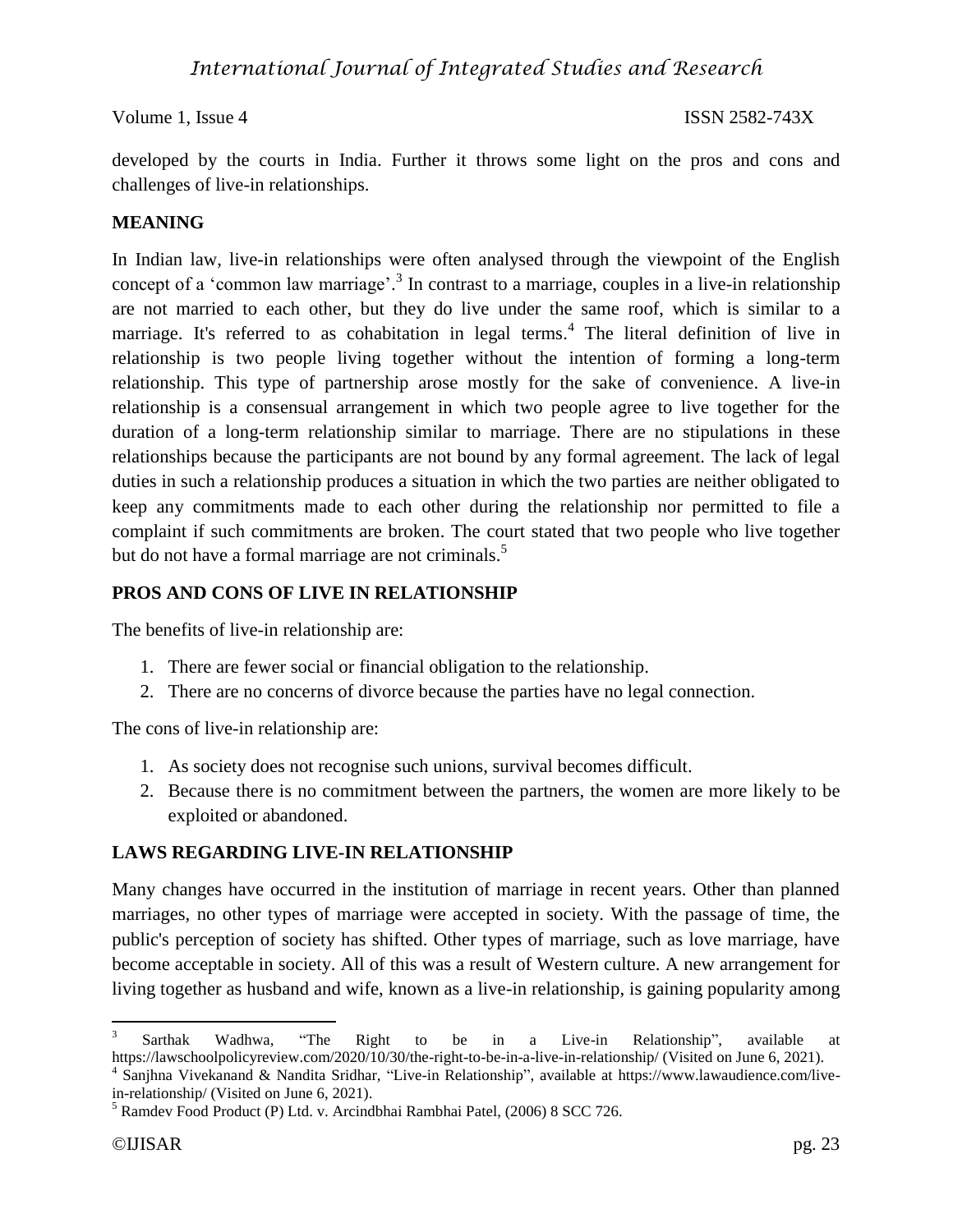developed by the courts in India. Further it throws some light on the pros and cons and challenges of live-in relationships.

## MEANING

In Indian law, live-in relationships were often analysed through the viewpoint of the English concept of a 'common law marriage'.[3] In contrast to a marriage, couples in a live-in relationship are not married to each other, but they do live under the same roof, which is similar to a marriage. It's referred to as cohabitation in legal terms.[4] The literal definition of live in relationship is two people living together without the intention of forming a long-term relationship. This type of partnership arose mostly for the sake of convenience. A live-in relationship is a consensual arrangement in which two people agree to live together for the duration of a long-term relationship similar to marriage. There are no stipulations in these relationships because the participants are not bound by any formal agreement. The lack of legal duties in such a relationship produces a situation in which the two parties are neither obligated to keep any commitments made to each other during the relationship nor permitted to file a complaint if such commitments are broken. The court stated that two people who live together but do not have a formal marriage are not criminals.[5]

## PROS AND CONS OF LIVE IN RELATIONSHIP

The benefits of live-in relationship are:

1. There are fewer social or financial obligation to the relationship.
2. There are no concerns of divorce because the parties have no legal connection.

The cons of live-in relationship are:

1. As society does not recognise such unions, survival becomes difficult.
2. Because there is no commitment between the partners, the women are more likely to be exploited or abandoned.

## LAWS REGARDING LIVE-IN RELATIONSHIP

Many changes have occurred in the institution of marriage in recent years. Other than planned marriages, no other types of marriage were accepted in society. With the passage of time, the public's perception of society has shifted. Other types of marriage, such as love marriage, have become acceptable in society. All of this was a result of Western culture. A new arrangement for living together as husband and wife, known as a live-in relationship, is gaining popularity among

---

[3] Sarthak Wadhwa, "The Right to be in a Live-in Relationship", available at https://lawschoolpolicyreview.com/2020/10/30/the-right-to-be-in-a-live-in-relationship/ (Visited on June 6, 2021).

[4] Sanjhna Vivekanand & Nandita Sridhar, "Live-in Relationship", available at https://www.lawaudience.com/live-in-relationship/ (Visited on June 6, 2021).

[5] Ramdev Food Product (P) Ltd. v. Arcindbhai Rambhai Patel, (2006) 8 SCC 726.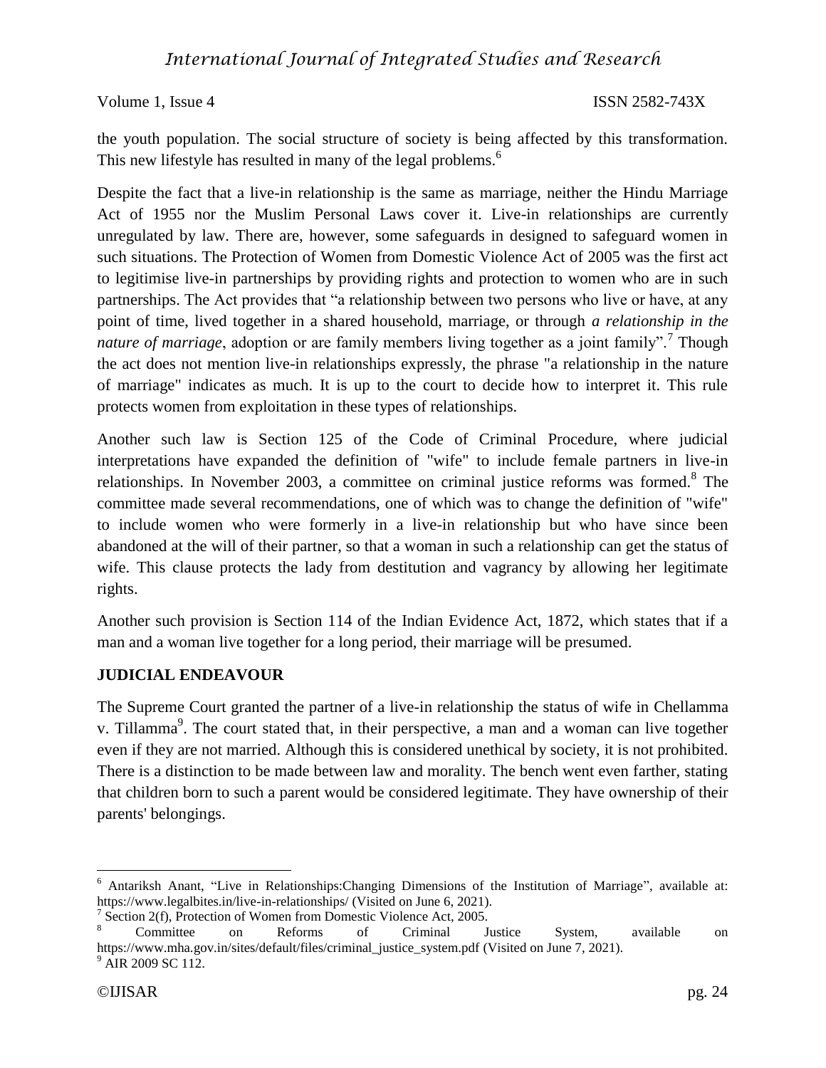the youth population. The social structure of society is being affected by this transformation. This new lifestyle has resulted in many of the legal problems.[6]

Despite the fact that a live-in relationship is the same as marriage, neither the Hindu Marriage Act of 1955 nor the Muslim Personal Laws cover it. Live-in relationships are currently unregulated by law. There are, however, some safeguards in designed to safeguard women in such situations. The Protection of Women from Domestic Violence Act of 2005 was the first act to legitimise live-in partnerships by providing rights and protection to women who are in such partnerships. The Act provides that "a relationship between two persons who live or have, at any point of time, lived together in a shared household, marriage, or through *a relationship in the nature of marriage*, adoption or are family members living together as a joint family".[7] Though the act does not mention live-in relationships expressly, the phrase "a relationship in the nature of marriage" indicates as much. It is up to the court to decide how to interpret it. This rule protects women from exploitation in these types of relationships.

Another such law is Section 125 of the Code of Criminal Procedure, where judicial interpretations have expanded the definition of "wife" to include female partners in live-in relationships. In November 2003, a committee on criminal justice reforms was formed.[8] The committee made several recommendations, one of which was to change the definition of "wife" to include women who were formerly in a live-in relationship but who have since been abandoned at the will of their partner, so that a woman in such a relationship can get the status of wife. This clause protects the lady from destitution and vagrancy by allowing her legitimate rights.

Another such provision is Section 114 of the Indian Evidence Act, 1872, which states that if a man and a woman live together for a long period, their marriage will be presumed.

**JUDICIAL ENDEAVOUR**

The Supreme Court granted the partner of a live-in relationship the status of wife in Chellamma v. Tillamma[9]. The court stated that, in their perspective, a man and a woman can live together even if they are not married. Although this is considered unethical by society, it is not prohibited. There is a distinction to be made between law and morality. The bench went even farther, stating that children born to such a parent would be considered legitimate. They have ownership of their parents' belongings.

---

[6] Antariksh Anant, "Live in Relationships:Changing Dimensions of the Institution of Marriage", available at: https://www.legalbites.in/live-in-relationships/ (Visited on June 6, 2021).

[7] Section 2(f), Protection of Women from Domestic Violence Act, 2005.

[8] Committee on Reforms of Criminal Justice System, available on https://www.mha.gov.in/sites/default/files/criminal_justice_system.pdf (Visited on June 7, 2021).

[9] AIR 2009 SC 112.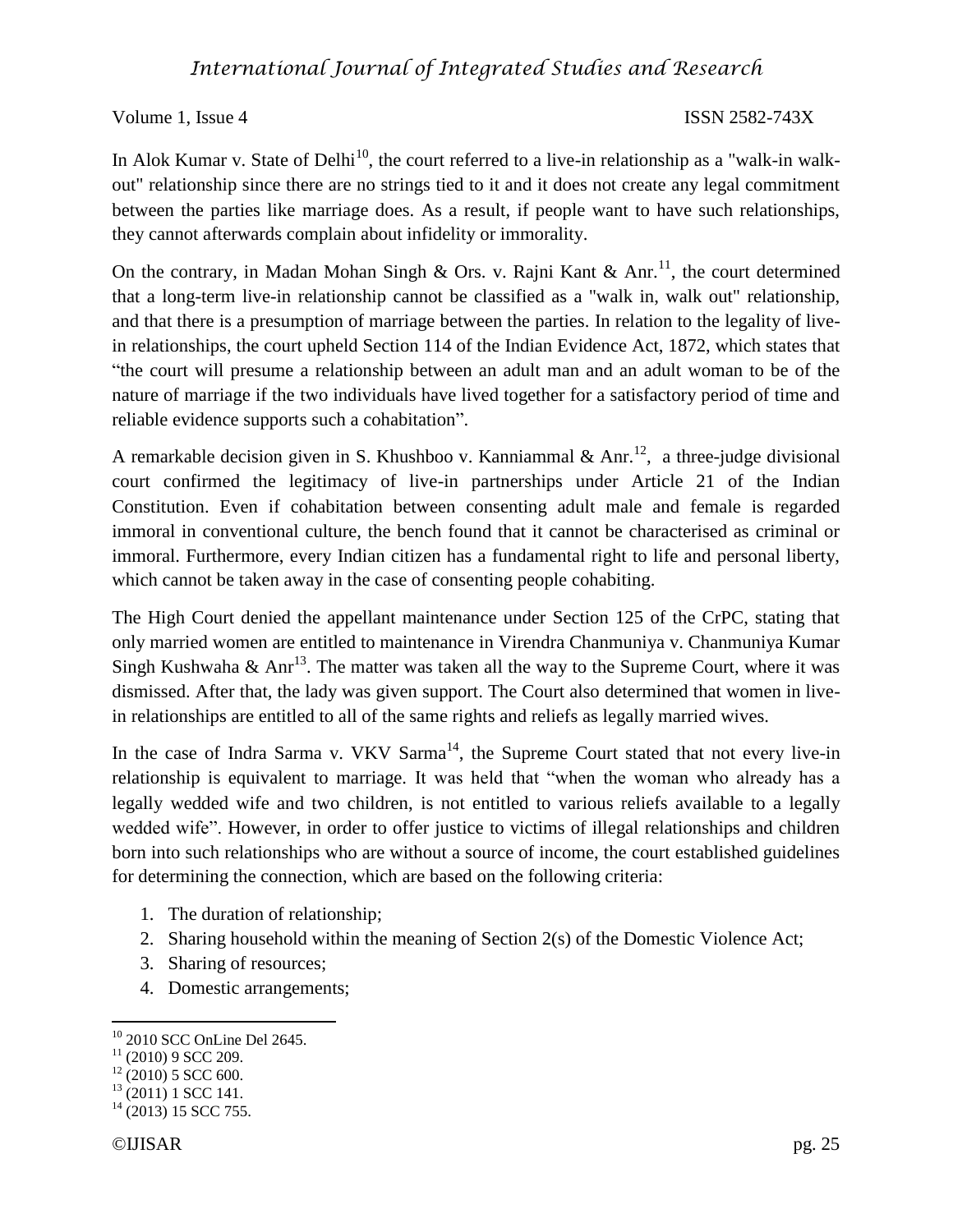In Alok Kumar v. State of Delhi[10], the court referred to a live-in relationship as a "walk-in walk-out" relationship since there are no strings tied to it and it does not create any legal commitment between the parties like marriage does. As a result, if people want to have such relationships, they cannot afterwards complain about infidelity or immorality.

On the contrary, in Madan Mohan Singh & Ors. v. Rajni Kant & Anr.[11], the court determined that a long-term live-in relationship cannot be classified as a "walk in, walk out" relationship, and that there is a presumption of marriage between the parties. In relation to the legality of live-in relationships, the court upheld Section 114 of the Indian Evidence Act, 1872, which states that "the court will presume a relationship between an adult man and an adult woman to be of the nature of marriage if the two individuals have lived together for a satisfactory period of time and reliable evidence supports such a cohabitation".

A remarkable decision given in S. Khushboo v. Kanniammal & Anr.[12], a three-judge divisional court confirmed the legitimacy of live-in partnerships under Article 21 of the Indian Constitution. Even if cohabitation between consenting adult male and female is regarded immoral in conventional culture, the bench found that it cannot be characterised as criminal or immoral. Furthermore, every Indian citizen has a fundamental right to life and personal liberty, which cannot be taken away in the case of consenting people cohabiting.

The High Court denied the appellant maintenance under Section 125 of the CrPC, stating that only married women are entitled to maintenance in Virendra Chanmuniya v. Chanmuniya Kumar Singh Kushwaha & Anr[13]. The matter was taken all the way to the Supreme Court, where it was dismissed. After that, the lady was given support. The Court also determined that women in live-in relationships are entitled to all of the same rights and reliefs as legally married wives.

In the case of Indra Sarma v. VKV Sarma[14], the Supreme Court stated that not every live-in relationship is equivalent to marriage. It was held that "when the woman who already has a legally wedded wife and two children, is not entitled to various reliefs available to a legally wedded wife". However, in order to offer justice to victims of illegal relationships and children born into such relationships who are without a source of income, the court established guidelines for determining the connection, which are based on the following criteria:

1. The duration of relationship;
2. Sharing household within the meaning of Section 2(s) of the Domestic Violence Act;
3. Sharing of resources;
4. Domestic arrangements;

---

[10] 2010 SCC OnLine Del 2645.

[11] (2010) 9 SCC 209.

[12] (2010) 5 SCC 600.

[13] (2011) 1 SCC 141.

[14] (2013) 15 SCC 755.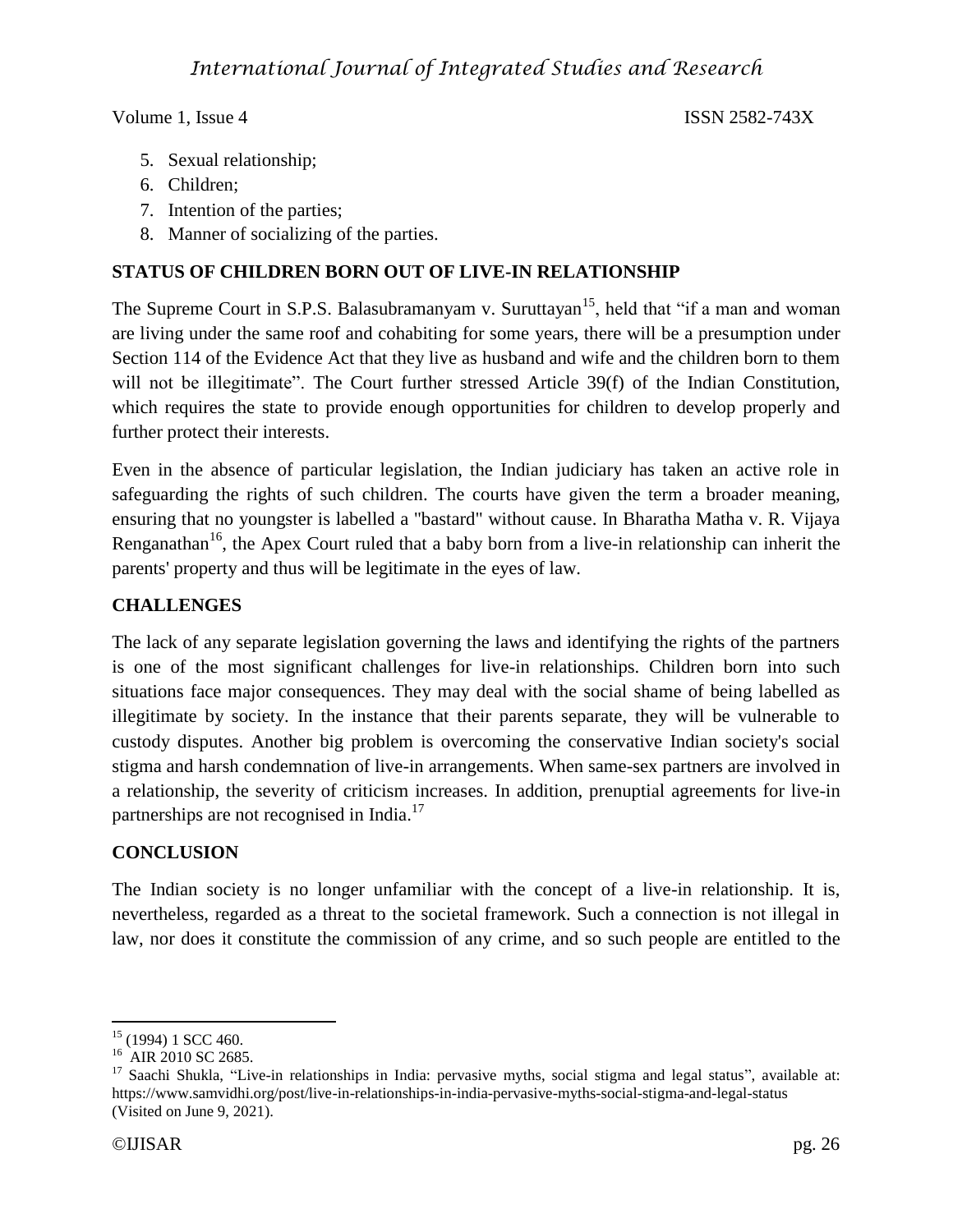5. Sexual relationship;
6. Children;
7. Intention of the parties;
8. Manner of socializing of the parties.

## STATUS OF CHILDREN BORN OUT OF LIVE-IN RELATIONSHIP

The Supreme Court in S.P.S. Balasubramanyam v. Suruttayan[15], held that "if a man and woman are living under the same roof and cohabiting for some years, there will be a presumption under Section 114 of the Evidence Act that they live as husband and wife and the children born to them will not be illegitimate". The Court further stressed Article 39(f) of the Indian Constitution, which requires the state to provide enough opportunities for children to develop properly and further protect their interests.

Even in the absence of particular legislation, the Indian judiciary has taken an active role in safeguarding the rights of such children. The courts have given the term a broader meaning, ensuring that no youngster is labelled a "bastard" without cause. In Bharatha Matha v. R. Vijaya Renganathan[16], the Apex Court ruled that a baby born from a live-in relationship can inherit the parents' property and thus will be legitimate in the eyes of law.

## CHALLENGES

The lack of any separate legislation governing the laws and identifying the rights of the partners is one of the most significant challenges for live-in relationships. Children born into such situations face major consequences. They may deal with the social shame of being labelled as illegitimate by society. In the instance that their parents separate, they will be vulnerable to custody disputes. Another big problem is overcoming the conservative Indian society's social stigma and harsh condemnation of live-in arrangements. When same-sex partners are involved in a relationship, the severity of criticism increases. In addition, prenuptial agreements for live-in partnerships are not recognised in India.[17]

## CONCLUSION

The Indian society is no longer unfamiliar with the concept of a live-in relationship. It is, nevertheless, regarded as a threat to the societal framework. Such a connection is not illegal in law, nor does it constitute the commission of any crime, and so such people are entitled to the

---

[15] (1994) 1 SCC 460.

[16] AIR 2010 SC 2685.

[17] Saachi Shukla, "Live-in relationships in India: pervasive myths, social stigma and legal status", available at: https://www.samvidhi.org/post/live-in-relationships-in-india-pervasive-myths-social-stigma-and-legal-status (Visited on June 9, 2021).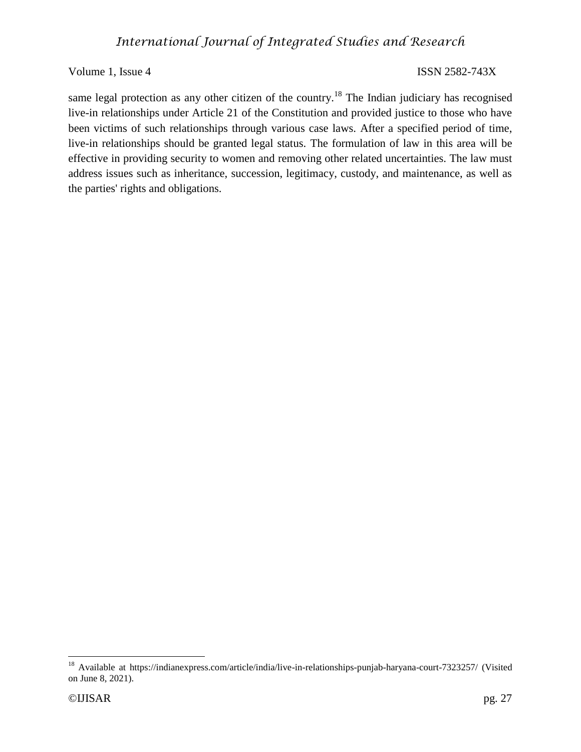same legal protection as any other citizen of the country.[18] The Indian judiciary has recognised live-in relationships under Article 21 of the Constitution and provided justice to those who have been victims of such relationships through various case laws. After a specified period of time, live-in relationships should be granted legal status. The formulation of law in this area will be effective in providing security to women and removing other related uncertainties. The law must address issues such as inheritance, succession, legitimacy, custody, and maintenance, as well as the parties' rights and obligations.

[18] Available at https://indianexpress.com/article/india/live-in-relationships-punjab-haryana-court-7323257/ (Visited on June 8, 2021).